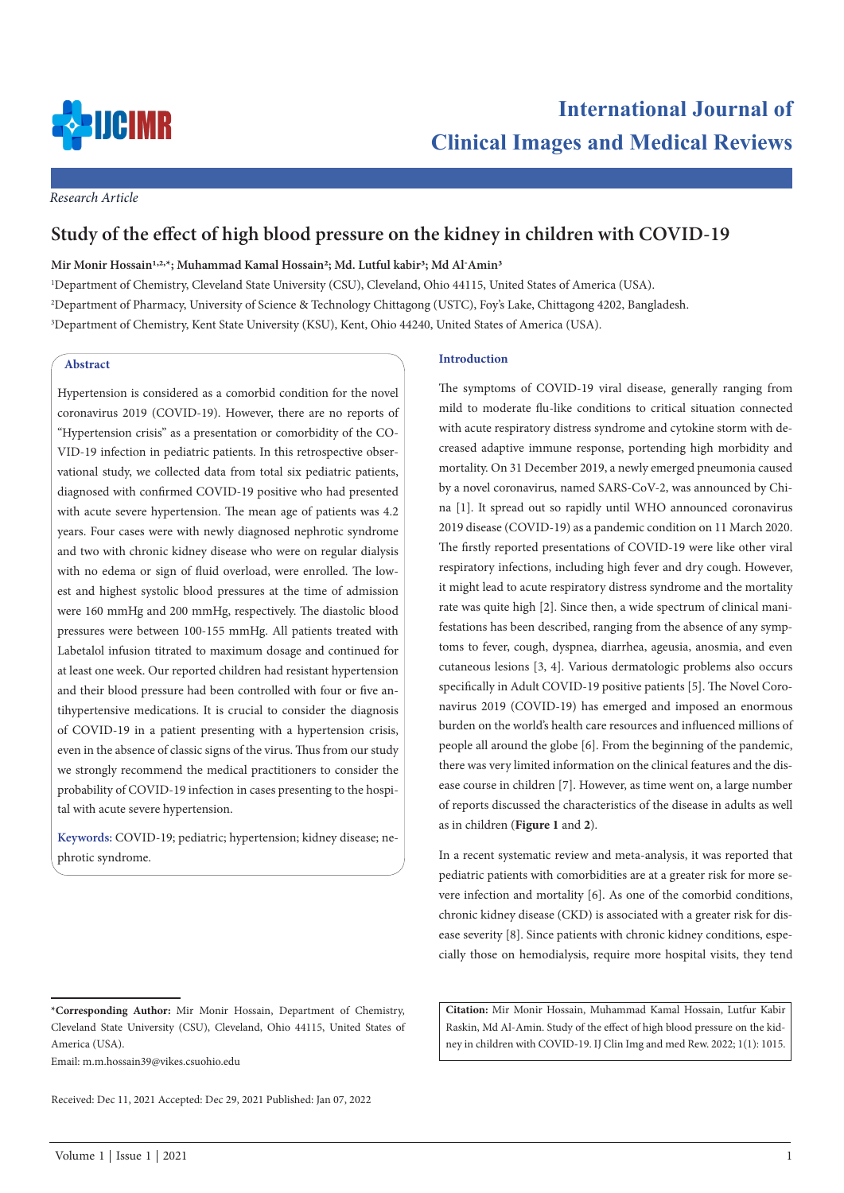*Research Article*

# Study of the effect of high blood pressure on the kidney in children with COVID-19

**Mir Monir Hossain[1,2,*]; Muhammad Kamal Hossain[2]; Md. Lutful kabir[3]; Md Al-Amin[3]**

[1]Department of Chemistry, Cleveland State University (CSU), Cleveland, Ohio 44115, United States of America (USA).

[2]Department of Pharmacy, University of Science & Technology Chittagong (USTC), Foy's Lake, Chittagong 4202, Bangladesh.

[3]Department of Chemistry, Kent State University (KSU), Kent, Ohio 44240, United States of America (USA).

## Abstract

Hypertension is considered as a comorbid condition for the novel coronavirus 2019 (COVID-19). However, there are no reports of "Hypertension crisis" as a presentation or comorbidity of the COVID-19 infection in pediatric patients. In this retrospective observational study, we collected data from total six pediatric patients, diagnosed with confirmed COVID-19 positive who had presented with acute severe hypertension. The mean age of patients was 4.2 years. Four cases were with newly diagnosed nephrotic syndrome and two with chronic kidney disease who were on regular dialysis with no edema or sign of fluid overload, were enrolled. The lowest and highest systolic blood pressures at the time of admission were 160 mmHg and 200 mmHg, respectively. The diastolic blood pressures were between 100-155 mmHg. All patients treated with Labetalol infusion titrated to maximum dosage and continued for at least one week. Our reported children had resistant hypertension and their blood pressure had been controlled with four or five antihypertensive medications. It is crucial to consider the diagnosis of COVID-19 in a patient presenting with a hypertension crisis, even in the absence of classic signs of the virus. Thus from our study we strongly recommend the medical practitioners to consider the probability of COVID-19 infection in cases presenting to the hospital with acute severe hypertension.

**Keywords:** COVID-19; pediatric; hypertension; kidney disease; nephrotic syndrome.

## Introduction

The symptoms of COVID-19 viral disease, generally ranging from mild to moderate flu-like conditions to critical situation connected with acute respiratory distress syndrome and cytokine storm with deceased adaptive immune response, portending high morbidity and mortality. On 31 December 2019, a newly emerged pneumonia caused by a novel coronavirus, named SARS-CoV-2, was announced by China [1]. It spread out so rapidly until WHO announced coronavirus 2019 disease (COVID-19) as a pandemic condition on 11 March 2020. The firstly reported presentations of COVID-19 were like other viral respiratory infections, including high fever and dry cough. However, it might lead to acute respiratory distress syndrome and the mortality rate was quite high [2]. Since then, a wide spectrum of clinical manifestations has been described, ranging from the absence of any symptoms to fever, cough, dyspnea, diarrhea, ageusia, anosmia, and even cutaneous lesions [3, 4]. Various dermatologic problems also occurs specifically in Adult COVID-19 positive patients [5]. The Novel Coronavirus 2019 (COVID-19) has emerged and imposed an enormous burden on the world's health care resources and influenced millions of people all around the globe [6]. From the beginning of the pandemic, there was very limited information on the clinical features and the disease course in children [7]. However, as time went on, a large number of reports discussed the characteristics of the disease in adults as well as in children (**Figure 1** and **2**).

In a recent systematic review and meta-analysis, it was reported that pediatric patients with comorbidities are at a greater risk for more severe infection and mortality [6]. As one of the comorbid conditions, chronic kidney disease (CKD) is associated with a greater risk for disease severity [8]. Since patients with chronic kidney conditions, especially those on hemodialysis, require more hospital visits, they tend

**\*Corresponding Author:** Mir Monir Hossain, Department of Chemistry, Cleveland State University (CSU), Cleveland, Ohio 44115, United States of America (USA).

Email: m.m.hossain39@vikes.csuohio.edu

Received: Dec 11, 2021 Accepted: Dec 29, 2021 Published: Jan 07, 2022

**Citation:** Mir Monir Hossain, Muhammad Kamal Hossain, Lutfur Kabir Raskin, Md Al-Amin. Study of the effect of high blood pressure on the kidney in children with COVID-19. IJ Clin Img and med Rew. 2022; 1(1): 1015.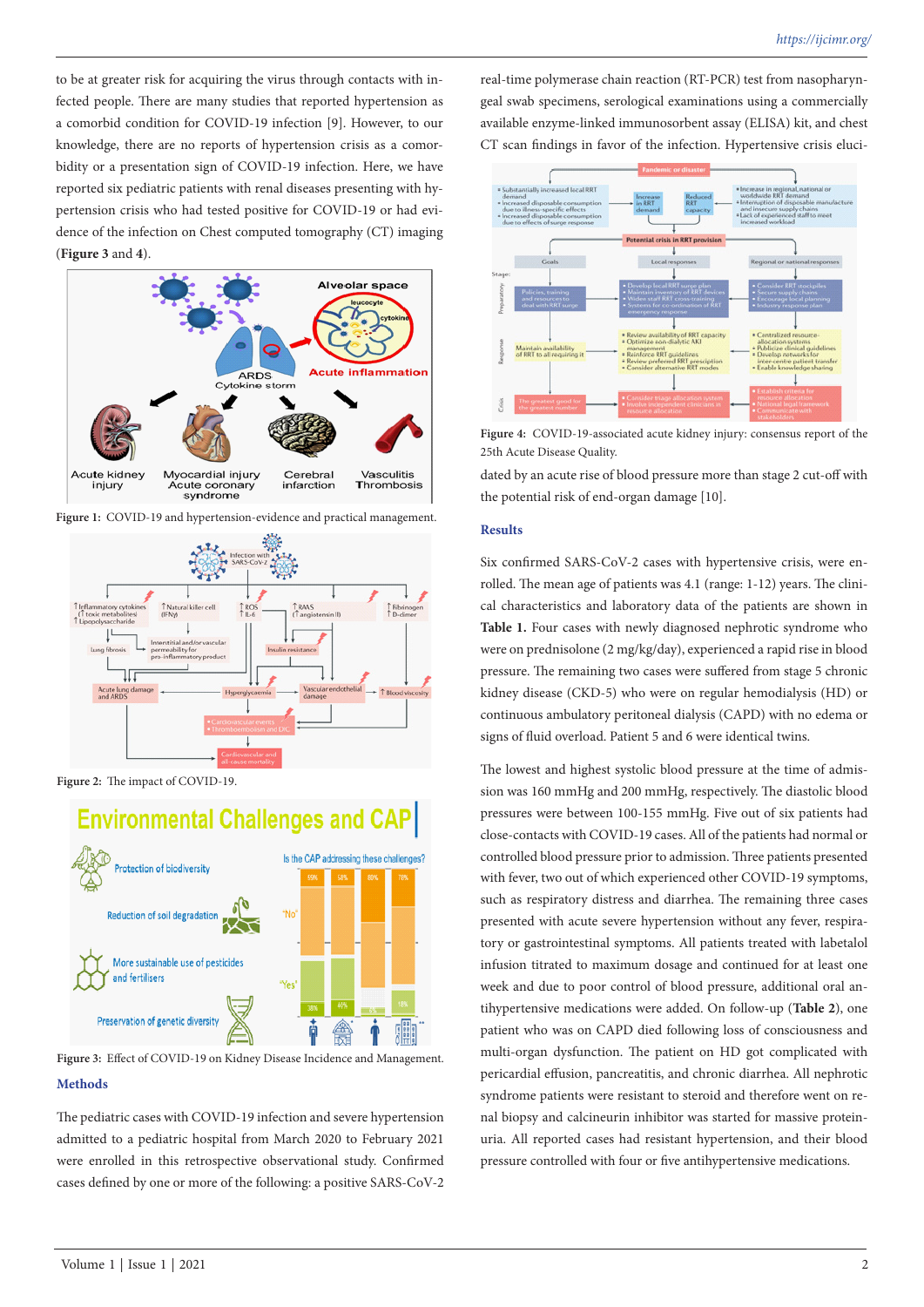to be at greater risk for acquiring the virus through contacts with infected people. There are many studies that reported hypertension as a comorbid condition for COVID-19 infection [9]. However, to our knowledge, there are no reports of hypertension crisis as a comorbidity or a presentation sign of COVID-19 infection. Here, we have reported six pediatric patients with renal diseases presenting with hypertension crisis who had tested positive for COVID-19 or had evidence of the infection on Chest computed tomography (CT) imaging (**Figure 3** and **4**).

Figure 1: COVID-19 and hypertension-evidence and practical management.

Figure 2: The impact of COVID-19.

Figure 3: Effect of COVID-19 on Kidney Disease Incidence and Management.

## Methods

The pediatric cases with COVID-19 infection and severe hypertension admitted to a pediatric hospital from March 2020 to February 2021 were enrolled in this retrospective observational study. Confirmed cases defined by one or more of the following: a positive SARS-CoV-2 real-time polymerase chain reaction (RT-PCR) test from nasopharyngeal swab specimens, serological examinations using a commercially available enzyme-linked immunosorbent assay (ELISA) kit, and chest CT scan findings in favor of the infection. Hypertensive crisis elucidated by an acute rise of blood pressure more than stage 2 cut-off with the potential risk of end-organ damage [10].

Figure 4: COVID-19-associated acute kidney injury: consensus report of the 25th Acute Disease Quality.

## Results

Six confirmed SARS-CoV-2 cases with hypertensive crisis, were enrolled. The mean age of patients was 4.1 (range: 1-12) years. The clinical characteristics and laboratory data of the patients are shown in **Table 1.** Four cases with newly diagnosed nephrotic syndrome who were on prednisolone (2 mg/kg/day), experienced a rapid rise in blood pressure. The remaining two cases were suffered from stage 5 chronic kidney disease (CKD-5) who were on regular hemodialysis (HD) or continuous ambulatory peritoneal dialysis (CAPD) with no edema or signs of fluid overload. Patient 5 and 6 were identical twins.

The lowest and highest systolic blood pressure at the time of admission was 160 mmHg and 200 mmHg, respectively. The diastolic blood pressures were between 100-155 mmHg. Five out of six patients had close-contacts with COVID-19 cases. All of the patients had normal or controlled blood pressure prior to admission. Three patients presented with fever, two out of which experienced other COVID-19 symptoms, such as respiratory distress and diarrhea. The remaining three cases presented with acute severe hypertension without any fever, respiratory or gastrointestinal symptoms. All patients treated with labetalol infusion titrated to maximum dosage and continued for at least one week and due to poor control of blood pressure, additional oral antihypertensive medications were added. On follow-up (**Table 2**), one patient who was on CAPD died following loss of consciousness and multi-organ dysfunction. The patient on HD got complicated with pericardial effusion, pancreatitis, and chronic diarrhea. All nephrotic syndrome patients were resistant to steroid and therefore went on renal biopsy and calcineurin inhibitor was started for massive proteinuria. All reported cases had resistant hypertension, and their blood pressure controlled with four or five antihypertensive medications.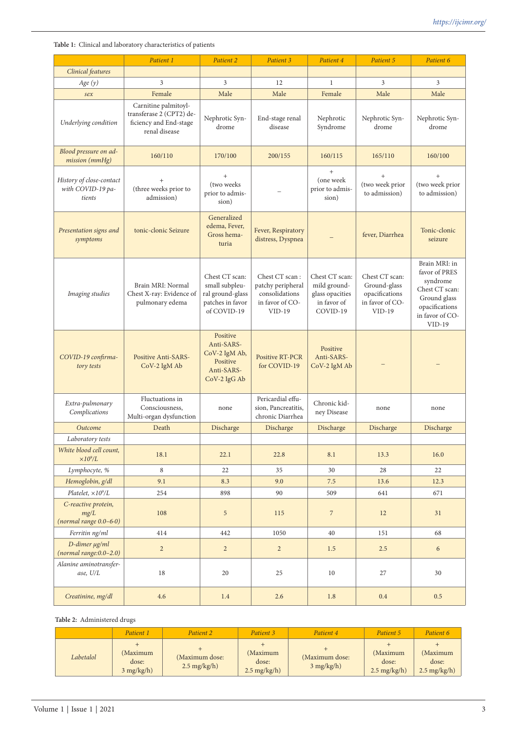**Table 1:** Clinical and laboratory characteristics of patients

| | *Patient 1* | *Patient 2* | *Patient 3* | *Patient 4* | *Patient 5* | *Patient 6* |
|---|---|---|---|---|---|---|
| *Clinical features* | | | | | | |
| *Age (y)* | 3 | 3 | 12 | 1 | 3 | 3 |
| *sex* | Female | Male | Male | Female | Male | Male |
| *Underlying condition* | Carnitine palmitoyl-transferase 2 (CPT2) deficiency and End-stage renal disease | Nephrotic Syndrome | End-stage renal disease | Nephrotic Syndrome | Nephrotic Syndrome | Nephrotic Syndrome |
| *Blood pressure on admission (mmHg)* | 160/110 | 170/100 | 200/155 | 160/115 | 165/110 | 160/100 |
| *History of close-contact with COVID-19 patients* | + (three weeks prior to admission) | + (two weeks prior to admission) | – | + (one week prior to admission) | + (two week prior to admission) | + (two week prior to admission) |
| *Presentation signs and symptoms* | tonic-clonic Seizure | Generalized edema, Fever, Gross hematuria | Fever, Respiratory distress, Dyspnea | – | fever, Diarrhea | Tonic-clonic seizure |
| *Imaging studies* | Brain MRI: Normal Chest X-ray: Evidence of pulmonary edema | Chest CT scan: small subpleural ground-glass patches in favor of COVID-19 | Chest CT scan : patchy peripheral consolidations in favor of COVID-19 | Chest CT scan: mild ground-glass opacities in favor of COVID-19 | Chest CT scan: Ground-glass opacifications in favor of COVID-19 | Brain MRI: in favor of PRES syndrome Chest CT scan: Ground glass opacifications in favor of COVID-19 |
| *COVID-19 confirmatory tests* | Positive Anti-SARS-CoV-2 IgM Ab | Positive Anti-SARS-CoV-2 IgM Ab, Positive Anti-SARS-CoV-2 IgG Ab | Positive RT-PCR for COVID-19 | Positive Anti-SARS-CoV-2 IgM Ab | – | – |
| *Extra-pulmonary Complications* | Fluctuations in Consciousness, Multi-organ dysfunction | none | Pericardial effusion, Pancreatitis, chronic Diarrhea | Chronic kidney Disease | none | none |
| *Outcome* | Death | Discharge | Discharge | Discharge | Discharge | Discharge |
| *Laboratory tests* | | | | | | |
| *White blood cell count, $\times 10^9/L$* | 18.1 | 22.1 | 22.8 | 8.1 | 13.3 | 16.0 |
| *Lymphocyte, %* | 8 | 22 | 35 | 30 | 28 | 22 |
| *Hemoglobin, g/dl* | 9.1 | 8.3 | 9.0 | 7.5 | 13.6 | 12.3 |
| *Platelet, $\times 10^9/L$* | 254 | 898 | 90 | 509 | 641 | 671 |
| *C-reactive protein, mg/L (normal range 0.0–6·0)* | 108 | 5 | 115 | 7 | 12 | 31 |
| *Ferritin ng/ml* | 414 | 442 | 1050 | 40 | 151 | 68 |
| *D-dimer µg/ml (normal range:0.0–2.0)* | 2 | 2 | 2 | 1.5 | 2.5 | 6 |
| *Alanine aminotransferase, U/L* | 18 | 20 | 25 | 10 | 27 | 30 |
| *Creatinine, mg/dl* | 4.6 | 1.4 | 2.6 | 1.8 | 0.4 | 0.5 |

**Table 2:** Administered drugs

| | *Patient 1* | *Patient 2* | *Patient 3* | *Patient 4* | *Patient 5* | *Patient 6* |
|---|---|---|---|---|---|---|
| *Labetalol* | + (Maximum dose: 3 mg/kg/h) | + (Maximum dose: 2.5 mg/kg/h) | + (Maximum dose: 2.5 mg/kg/h) | + (Maximum dose: 3 mg/kg/h) | + (Maximum dose: 2.5 mg/kg/h) | + (Maximum dose: 2.5 mg/kg/h) |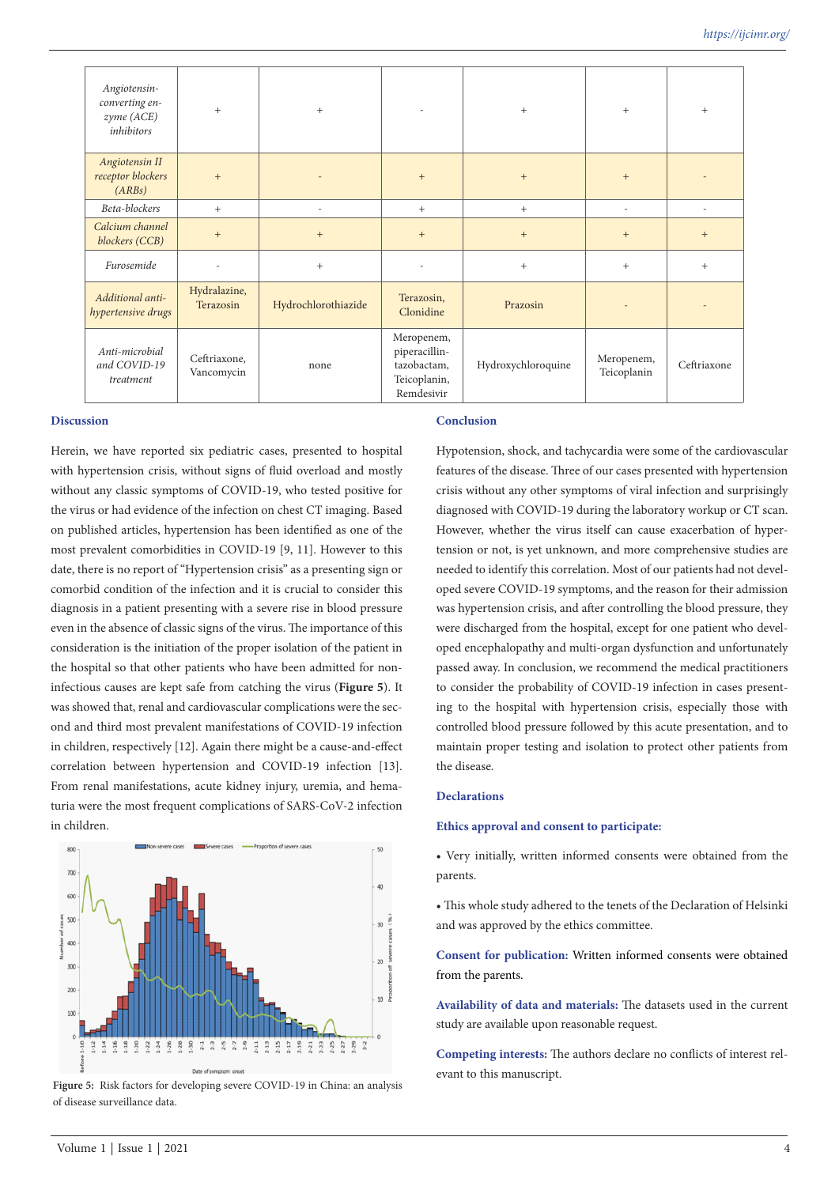| | | | | | | |
|---|---|---|---|---|---|---|
| *Angiotensin-converting enzyme (ACE) inhibitors* | + | + | - | + | + | + |
| *Angiotensin II receptor blockers (ARBs)* | + | - | + | + | + | - |
| *Beta-blockers* | + | - | + | + | - | - |
| *Calcium channel blockers (CCB)* | + | + | + | + | + | + |
| *Furosemide* | - | + | - | + | + | + |
| *Additional anti-hypertensive drugs* | Hydralazine, Terazosin | Hydrochlorothiazide | Terazosin, Clonidine | Prazosin | - | - |
| *Anti-microbial and COVID-19 treatment* | Ceftriaxone, Vancomycin | none | Meropenem, piperacillin-tazobactam, Teicoplanin, Remdesivir | Hydroxychloroquine | Meropenem, Teicoplanin | Ceftriaxone |

## Discussion

Herein, we have reported six pediatric cases, presented to hospital with hypertension crisis, without signs of fluid overload and mostly without any classic symptoms of COVID-19, who tested positive for the virus or had evidence of the infection on chest CT imaging. Based on published articles, hypertension has been identified as one of the most prevalent comorbidities in COVID-19 [9, 11]. However to this date, there is no report of "Hypertension crisis" as a presenting sign or comorbid condition of the infection and it is crucial to consider this diagnosis in a patient presenting with a severe rise in blood pressure even in the absence of classic signs of the virus. The importance of this consideration is the initiation of the proper isolation of the patient in the hospital so that other patients who have been admitted for non-infectious causes are kept safe from catching the virus (**Figure 5**). It was showed that, renal and cardiovascular complications were the second and third most prevalent manifestations of COVID-19 infection in children, respectively [12]. Again there might be a cause-and-effect correlation between hypertension and COVID-19 infection [13]. From renal manifestations, acute kidney injury, uremia, and hematuria were the most frequent complications of SARS-CoV-2 infection in children.

**Figure 5:** Risk factors for developing severe COVID-19 in China: an analysis of disease surveillance data.

## Conclusion

Hypotension, shock, and tachycardia were some of the cardiovascular features of the disease. Three of our cases presented with hypertension crisis without any other symptoms of viral infection and surprisingly diagnosed with COVID-19 during the laboratory workup or CT scan. However, whether the virus itself can cause exacerbation of hypertension or not, is yet unknown, and more comprehensive studies are needed to identify this correlation. Most of our patients had not developed severe COVID-19 symptoms, and the reason for their admission was hypertension crisis, and after controlling the blood pressure, they were discharged from the hospital, except for one patient who developed encephalopathy and multi-organ dysfunction and unfortunately passed away. In conclusion, we recommend the medical practitioners to consider the probability of COVID-19 infection in cases presenting to the hospital with hypertension crisis, especially those with controlled blood pressure followed by this acute presentation, and to maintain proper testing and isolation to protect other patients from the disease.

## Declarations

### Ethics approval and consent to participate:

- Very initially, written informed consents were obtained from the parents.
- This whole study adhered to the tenets of the Declaration of Helsinki and was approved by the ethics committee.

**Consent for publication:** Written informed consents were obtained from the parents.

**Availability of data and materials:** The datasets used in the current study are available upon reasonable request.

**Competing interests:** The authors declare no conflicts of interest relevant to this manuscript.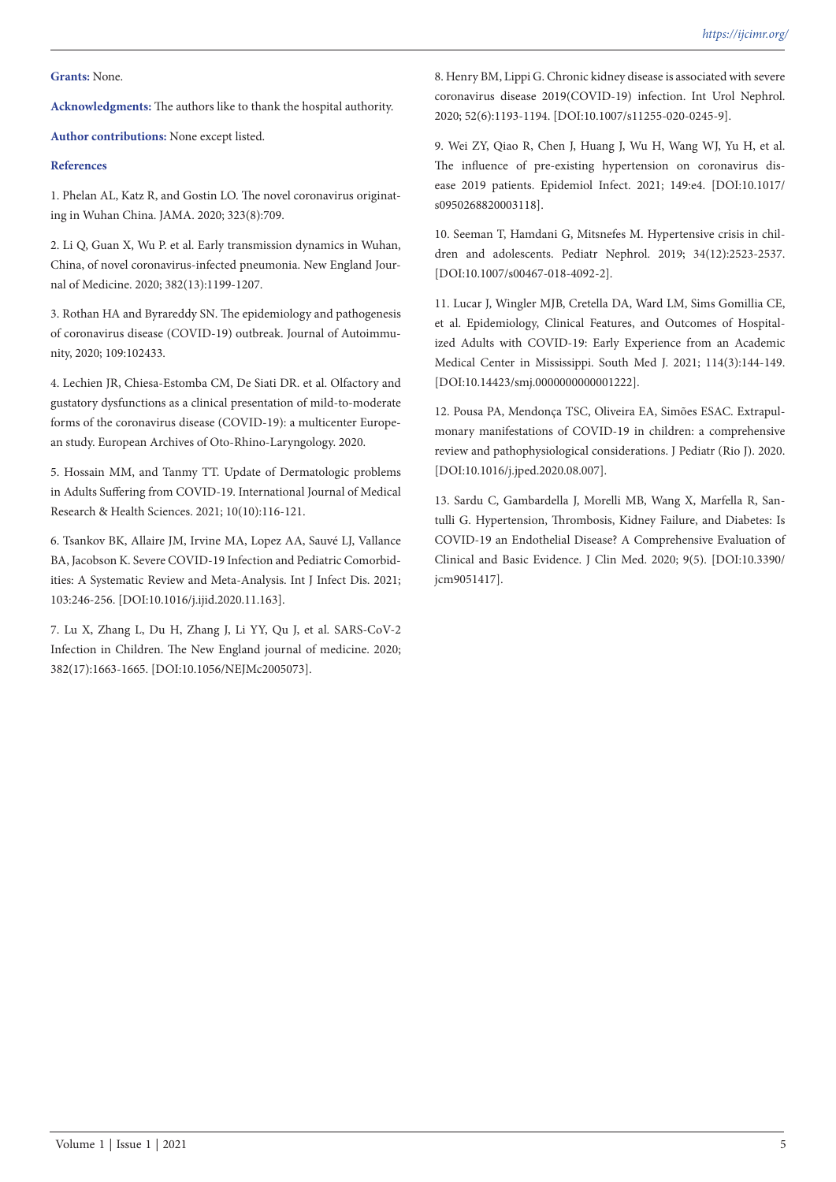**Grants:** None.

**Acknowledgments:** The authors like to thank the hospital authority.

**Author contributions:** None except listed.

**References**

1. Phelan AL, Katz R, and Gostin LO. The novel coronavirus originating in Wuhan China. JAMA. 2020; 323(8):709.

2. Li Q, Guan X, Wu P. et al. Early transmission dynamics in Wuhan, China, of novel coronavirus-infected pneumonia. New England Journal of Medicine. 2020; 382(13):1199-1207.

3. Rothan HA and Byrareddy SN. The epidemiology and pathogenesis of coronavirus disease (COVID-19) outbreak. Journal of Autoimmunity, 2020; 109:102433.

4. Lechien JR, Chiesa-Estomba CM, De Siati DR. et al. Olfactory and gustatory dysfunctions as a clinical presentation of mild-to-moderate forms of the coronavirus disease (COVID-19): a multicenter European study. European Archives of Oto-Rhino-Laryngology. 2020.

5. Hossain MM, and Tanmy TT. Update of Dermatologic problems in Adults Suffering from COVID-19. International Journal of Medical Research & Health Sciences. 2021; 10(10):116-121.

6. Tsankov BK, Allaire JM, Irvine MA, Lopez AA, Sauvé LJ, Vallance BA, Jacobson K. Severe COVID-19 Infection and Pediatric Comorbidities: A Systematic Review and Meta-Analysis. Int J Infect Dis. 2021; 103:246-256. [DOI:10.1016/j.ijid.2020.11.163].

7. Lu X, Zhang L, Du H, Zhang J, Li YY, Qu J, et al. SARS-CoV-2 Infection in Children. The New England journal of medicine. 2020; 382(17):1663-1665. [DOI:10.1056/NEJMc2005073].

8. Henry BM, Lippi G. Chronic kidney disease is associated with severe coronavirus disease 2019(COVID-19) infection. Int Urol Nephrol. 2020; 52(6):1193-1194. [DOI:10.1007/s11255-020-0245-9].

9. Wei ZY, Qiao R, Chen J, Huang J, Wu H, Wang WJ, Yu H, et al. The influence of pre-existing hypertension on coronavirus disease 2019 patients. Epidemiol Infect. 2021; 149:e4. [DOI:10.1017/s0950268820003118].

10. Seeman T, Hamdani G, Mitsnefes M. Hypertensive crisis in children and adolescents. Pediatr Nephrol. 2019; 34(12):2523-2537. [DOI:10.1007/s00467-018-4092-2].

11. Lucar J, Wingler MJB, Cretella DA, Ward LM, Sims Gomillia CE, et al. Epidemiology, Clinical Features, and Outcomes of Hospitalized Adults with COVID-19: Early Experience from an Academic Medical Center in Mississippi. South Med J. 2021; 114(3):144-149. [DOI:10.14423/smj.0000000000001222].

12. Pousa PA, Mendonça TSC, Oliveira EA, Simões ESAC. Extrapulmonary manifestations of COVID-19 in children: a comprehensive review and pathophysiological considerations. J Pediatr (Rio J). 2020. [DOI:10.1016/j.jped.2020.08.007].

13. Sardu C, Gambardella J, Morelli MB, Wang X, Marfella R, Santulli G. Hypertension, Thrombosis, Kidney Failure, and Diabetes: Is COVID-19 an Endothelial Disease? A Comprehensive Evaluation of Clinical and Basic Evidence. J Clin Med. 2020; 9(5). [DOI:10.3390/jcm9051417].